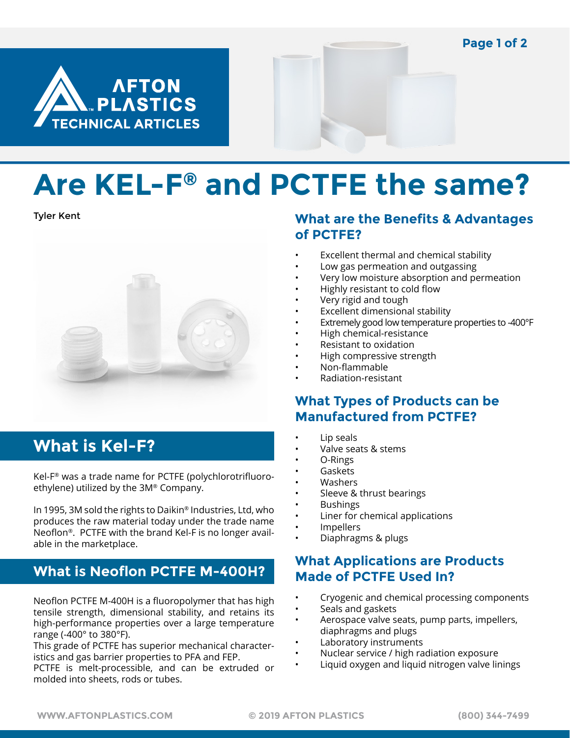# Are KEL-F® and PCTFE the same?

Tyler Kent

## What is Kel-F?

Kel-F® was a trade name for PCTFE (polychlorotrifluoroethylene) utilized by the 3M® Company.

In 1995, 3M sold the rights to Daikin® Industries, Ltd, who produces the raw material today under the trade name Neoflon®. PCTFE with the brand Kel-F is no longer available in the marketplace.

## What is Neoflon PCTFE M-400H?

Neoflon PCTFE M-400H is a fluoropolymer that has high tensile strength, dimensional stability, and retains its high-performance properties over a large temperature range (-400° to 380°F).

This grade of PCTFE has superior mechanical characteristics and gas barrier properties to PFA and FEP.

PCTFE is melt-processible, and can be extruded or molded into sheets, rods or tubes.

## What are the Benefits & Advantages of PCTFE?

- Excellent thermal and chemical stability
- Low gas permeation and outgassing
- Very low moisture absorption and permeation
- Highly resistant to cold flow
- Very rigid and tough
- Excellent dimensional stability
- Extremely good low temperature properties to -400°F
- High chemical-resistance
- Resistant to oxidation
- High compressive strength
- Non-flammable
- Radiation-resistant

## What Types of Products can be Manufactured from PCTFE?

- Lip seals
- Valve seats & stems
- O-Rings
- Gaskets
- Washers
- Sleeve & thrust bearings
- Bushings
- Liner for chemical applications
- Impellers
- Diaphragms & plugs

## What Applications are Products Made of PCTFE Used In?

- Cryogenic and chemical processing components
- Seals and gaskets
- Aerospace valve seats, pump parts, impellers, diaphragms and plugs
- Laboratory instruments
- Nuclear service / high radiation exposure
- Liquid oxygen and liquid nitrogen valve linings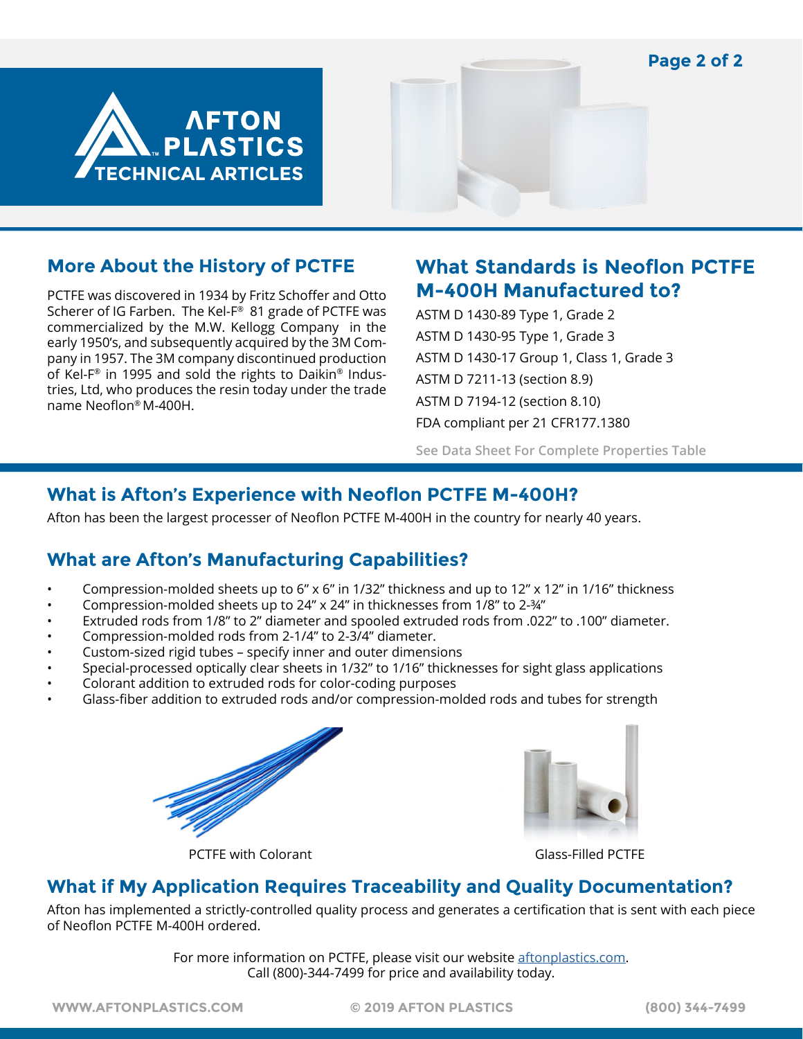## More About the History of PCTFE

PCTFE was discovered in 1934 by Fritz Schoffer and Otto Scherer of IG Farben. The Kel-F® 81 grade of PCTFE was commercialized by the M.W. Kellogg Company in the early 1950's, and subsequently acquired by the 3M Company in 1957. The 3M company discontinued production of Kel-F® in 1995 and sold the rights to Daikin® Industries, Ltd, who produces the resin today under the trade name Neoflon® M-400H.

## What Standards is Neoflon PCTFE M-400H Manufactured to?

ASTM D 1430-89 Type 1, Grade 2

ASTM D 1430-95 Type 1, Grade 3

ASTM D 1430-17 Group 1, Class 1, Grade 3

ASTM D 7211-13 (section 8.9)

ASTM D 7194-12 (section 8.10)

FDA compliant per 21 CFR177.1380

See Data Sheet For Complete Properties Table

## What is Afton's Experience with Neoflon PCTFE M-400H?

Afton has been the largest processer of Neoflon PCTFE M-400H in the country for nearly 40 years.

## What are Afton's Manufacturing Capabilities?

- Compression-molded sheets up to 6" x 6" in 1/32" thickness and up to 12" x 12" in 1/16" thickness
- Compression-molded sheets up to 24" x 24" in thicknesses from 1/8" to 2-¾"
- Extruded rods from 1/8" to 2" diameter and spooled extruded rods from .022" to .100" diameter.
- Compression-molded rods from 2-1/4" to 2-3/4" diameter.
- Custom-sized rigid tubes – specify inner and outer dimensions
- Special-processed optically clear sheets in 1/32" to 1/16" thicknesses for sight glass applications
- Colorant addition to extruded rods for color-coding purposes
- Glass-fiber addition to extruded rods and/or compression-molded rods and tubes for strength

PCTFE with Colorant

Glass-Filled PCTFE

## What if My Application Requires Traceability and Quality Documentation?

Afton has implemented a strictly-controlled quality process and generates a certification that is sent with each piece of Neoflon PCTFE M-400H ordered.

For more information on PCTFE, please visit our website aftonplastics.com.
Call (800)-344-7499 for price and availability today.